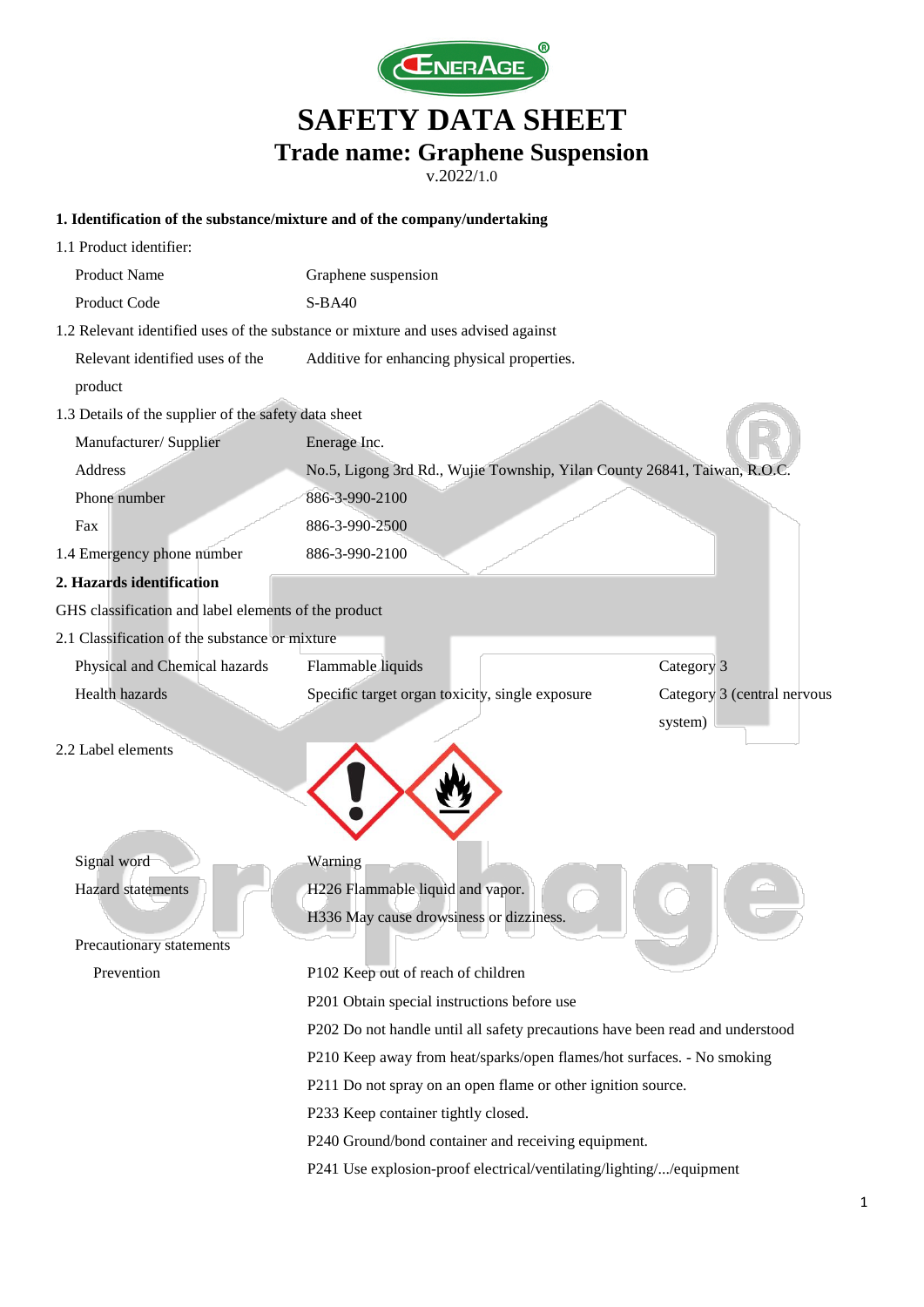# SAFETY DATA SHEET

## Trade name: Graphene Suspension

v.2022/1.0

### 1. Identification of the substance/mixture and of the company/undertaking

1.1 Product identifier:

| | |
|---|---|
| Product Name | Graphene suspension |
| Product Code | S-BA40 |

1.2 Relevant identified uses of the substance or mixture and uses advised against

| | |
|---|---|
| Relevant identified uses of the product | Additive for enhancing physical properties. |

1.3 Details of the supplier of the safety data sheet

| | |
|---|---|
| Manufacturer/ Supplier | Enerage Inc. |
| Address | No.5, Ligong 3rd Rd., Wujie Township, Yilan County 26841, Taiwan, R.O.C. |
| Phone number | 886-3-990-2100 |
| Fax | 886-3-990-2500 |

1.4 Emergency phone number 886-3-990-2100

### 2. Hazards identification

GHS classification and label elements of the product

2.1 Classification of the substance or mixture

| | | |
|---|---|---|
| Physical and Chemical hazards | Flammable liquids | Category 3 |
| Health hazards | Specific target organ toxicity, single exposure | Category 3 (central nervous system) |

2.2 Label elements

| | |
|---|---|
| Signal word | Warning |
| Hazard statements | H226 Flammable liquid and vapor.<br>H336 May cause drowsiness or dizziness. |

Precautionary statements

Prevention

- P102 Keep out of reach of children
- P201 Obtain special instructions before use
- P202 Do not handle until all safety precautions have been read and understood
- P210 Keep away from heat/sparks/open flames/hot surfaces. - No smoking
- P211 Do not spray on an open flame or other ignition source.
- P233 Keep container tightly closed.
- P240 Ground/bond container and receiving equipment.
- P241 Use explosion-proof electrical/ventilating/lighting/.../equipment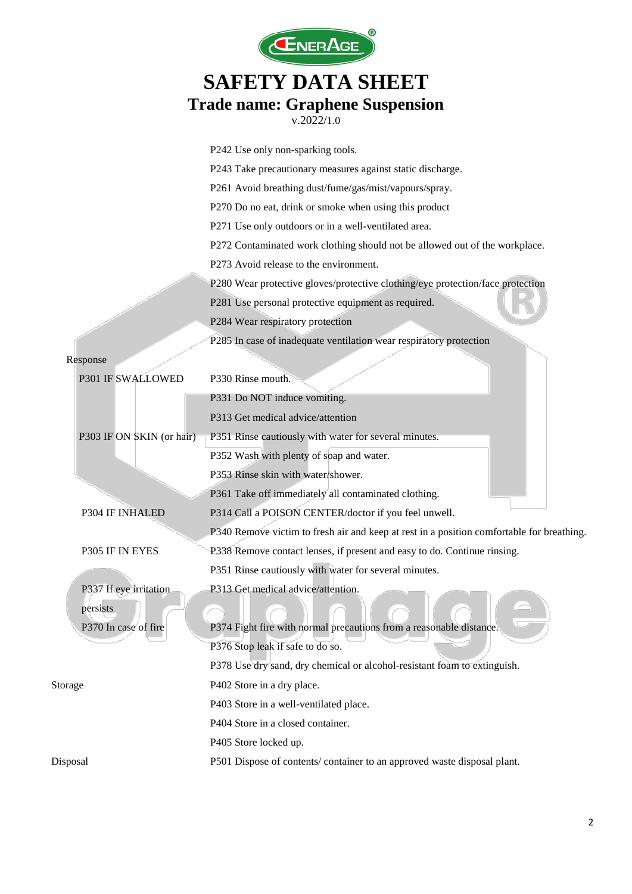| | | |
|---|---|---|
| | | P242 Use only non-sparking tools. |
| | | P243 Take precautionary measures against static discharge. |
| | | P261 Avoid breathing dust/fume/gas/mist/vapours/spray. |
| | | P270 Do no eat, drink or smoke when using this product |
| | | P271 Use only outdoors or in a well-ventilated area. |
| | | P272 Contaminated work clothing should not be allowed out of the workplace. |
| | | P273 Avoid release to the environment. |
| | | P280 Wear protective gloves/protective clothing/eye protection/face protection |
| | | P281 Use personal protective equipment as required. |
| | | P284 Wear respiratory protection |
| | | P285 In case of inadequate ventilation wear respiratory protection |
| Response | | |
| | P301 IF SWALLOWED | P330 Rinse mouth. |
| | | P331 Do NOT induce vomiting. |
| | | P313 Get medical advice/attention |
| | P303 IF ON SKIN (or hair) | P351 Rinse cautiously with water for several minutes. |
| | | P352 Wash with plenty of soap and water. |
| | | P353 Rinse skin with water/shower. |
| | | P361 Take off immediately all contaminated clothing. |
| | P304 IF INHALED | P314 Call a POISON CENTER/doctor if you feel unwell. |
| | | P340 Remove victim to fresh air and keep at rest in a position comfortable for breathing. |
| | P305 IF IN EYES | P338 Remove contact lenses, if present and easy to do. Continue rinsing. |
| | | P351 Rinse cautiously with water for several minutes. |
| | P337 If eye irritation persists | P313 Get medical advice/attention. |
| | P370 In case of fire | P374 Fight fire with normal precautions from a reasonable distance. |
| | | P376 Stop leak if safe to do so. |
| | | P378 Use dry sand, dry chemical or alcohol-resistant foam to extinguish. |
| Storage | | P402 Store in a dry place. |
| | | P403 Store in a well-ventilated place. |
| | | P404 Store in a closed container. |
| | | P405 Store locked up. |
| Disposal | | P501 Dispose of contents/ container to an approved waste disposal plant. |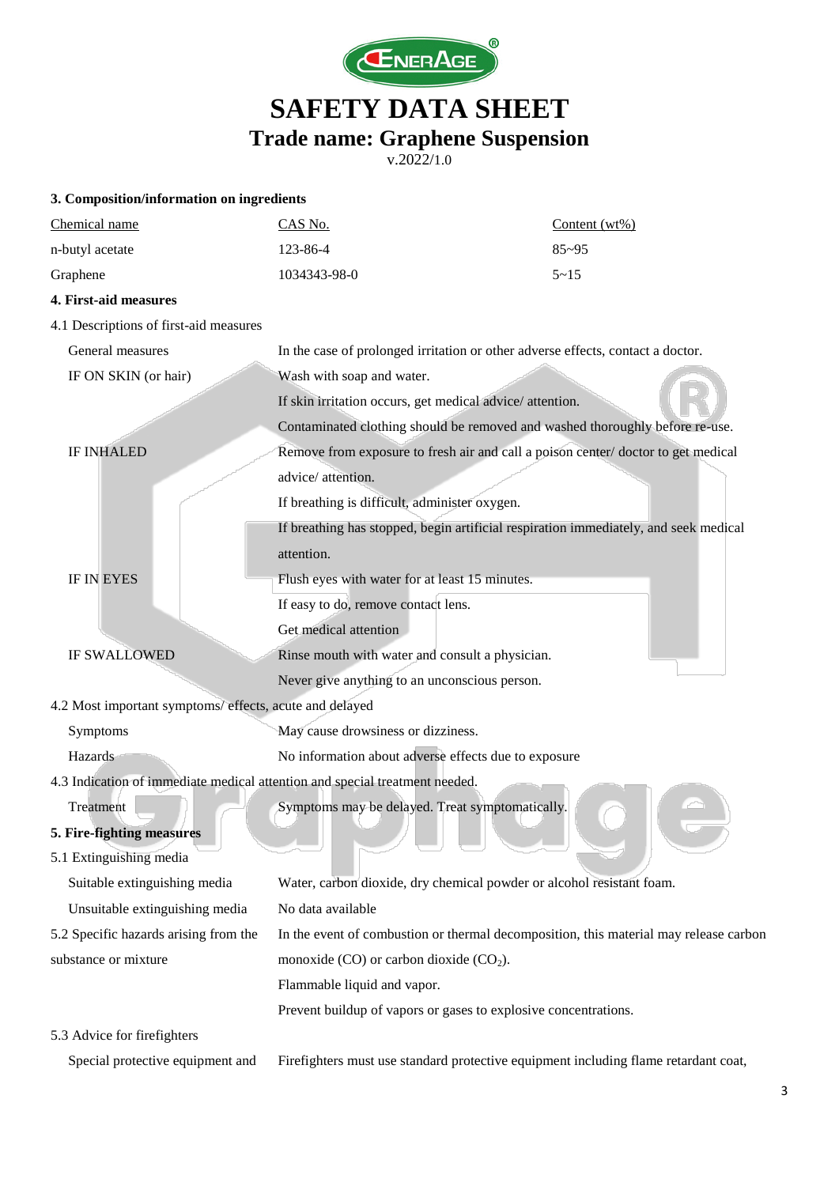## 3. Composition/information on ingredients

| Chemical name | CAS No. | Content (wt%) |
|---|---|---|
| n-butyl acetate | 123-86-4 | 85~95 |
| Graphene | 1034343-98-0 | 5~15 |

## 4. First-aid measures

4.1 Descriptions of first-aid measures

| | |
|---|---|
| General measures | In the case of prolonged irritation or other adverse effects, contact a doctor. |
| IF ON SKIN (or hair) | Wash with soap and water.<br>If skin irritation occurs, get medical advice/ attention.<br>Contaminated clothing should be removed and washed thoroughly before re-use. |
| IF INHALED | Remove from exposure to fresh air and call a poison center/ doctor to get medical advice/ attention.<br>If breathing is difficult, administer oxygen.<br>If breathing has stopped, begin artificial respiration immediately, and seek medical attention. |
| IF IN EYES | Flush eyes with water for at least 15 minutes.<br>If easy to do, remove contact lens.<br>Get medical attention |
| IF SWALLOWED | Rinse mouth with water and consult a physician.<br>Never give anything to an unconscious person. |

4.2 Most important symptoms/ effects, acute and delayed

| | |
|---|---|
| Symptoms | May cause drowsiness or dizziness. |
| Hazards | No information about adverse effects due to exposure |

4.3 Indication of immediate medical attention and special treatment needed.

| | |
|---|---|
| Treatment | Symptoms may be delayed. Treat symptomatically. |

## 5. Fire-fighting measures

5.1 Extinguishing media

| | |
|---|---|
| Suitable extinguishing media | Water, carbon dioxide, dry chemical powder or alcohol resistant foam. |
| Unsuitable extinguishing media | No data available |

| | |
|---|---|
| 5.2 Specific hazards arising from the substance or mixture | In the event of combustion or thermal decomposition, this material may release carbon monoxide (CO) or carbon dioxide ($CO_2$).<br>Flammable liquid and vapor.<br>Prevent buildup of vapors or gases to explosive concentrations. |

5.3 Advice for firefighters

| | |
|---|---|
| Special protective equipment and | Firefighters must use standard protective equipment including flame retardant coat, |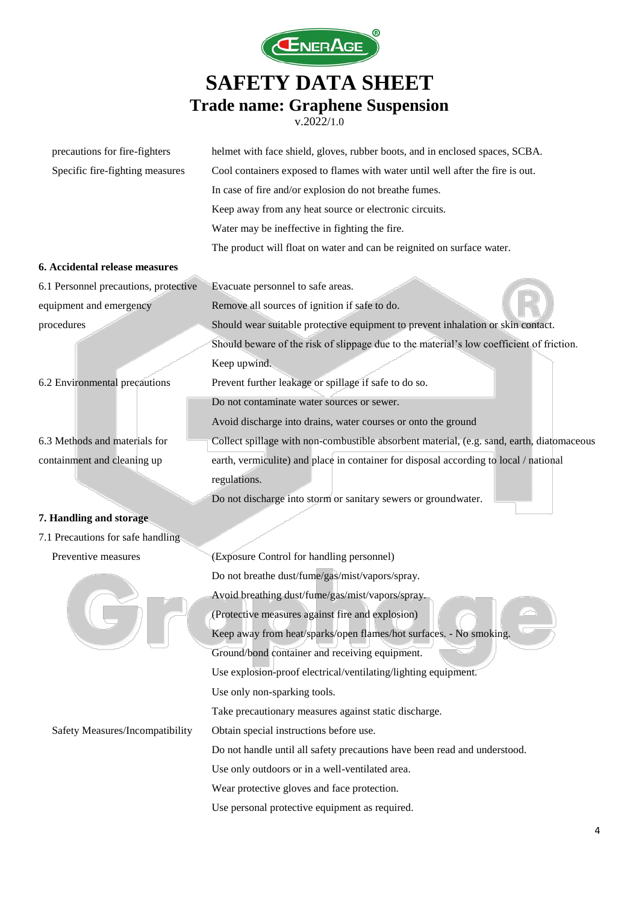| | |
|---|---|
| precautions for fire-fighters | helmet with face shield, gloves, rubber boots, and in enclosed spaces, SCBA. |
| Specific fire-fighting measures | Cool containers exposed to flames with water until well after the fire is out.<br>In case of fire and/or explosion do not breathe fumes.<br>Keep away from any heat source or electronic circuits.<br>Water may be ineffective in fighting the fire.<br>The product will float on water and can be reignited on surface water. |

## 6. Accidental release measures

| | |
|---|---|
| 6.1 Personnel precautions, protective equipment and emergency procedures | Evacuate personnel to safe areas.<br>Remove all sources of ignition if safe to do.<br>Should wear suitable protective equipment to prevent inhalation or skin contact.<br>Should beware of the risk of slippage due to the material's low coefficient of friction.<br>Keep upwind. |
| 6.2 Environmental precautions | Prevent further leakage or spillage if safe to do so.<br>Do not contaminate water sources or sewer.<br>Avoid discharge into drains, water courses or onto the ground |
| 6.3 Methods and materials for containment and cleaning up | Collect spillage with non-combustible absorbent material, (e.g. sand, earth, diatomaceous earth, vermiculite) and place in container for disposal according to local / national regulations.<br>Do not discharge into storm or sanitary sewers or groundwater. |

## 7. Handling and storage

7.1 Precautions for safe handling

| | |
|---|---|
| Preventive measures | (Exposure Control for handling personnel)<br>Do not breathe dust/fume/gas/mist/vapors/spray.<br>Avoid breathing dust/fume/gas/mist/vapors/spray.<br>(Protective measures against fire and explosion)<br>Keep away from heat/sparks/open flames/hot surfaces. - No smoking.<br>Ground/bond container and receiving equipment.<br>Use explosion-proof electrical/ventilating/lighting equipment.<br>Use only non-sparking tools.<br>Take precautionary measures against static discharge. |
| Safety Measures/Incompatibility | Obtain special instructions before use.<br>Do not handle until all safety precautions have been read and understood.<br>Use only outdoors or in a well-ventilated area.<br>Wear protective gloves and face protection.<br>Use personal protective equipment as required. |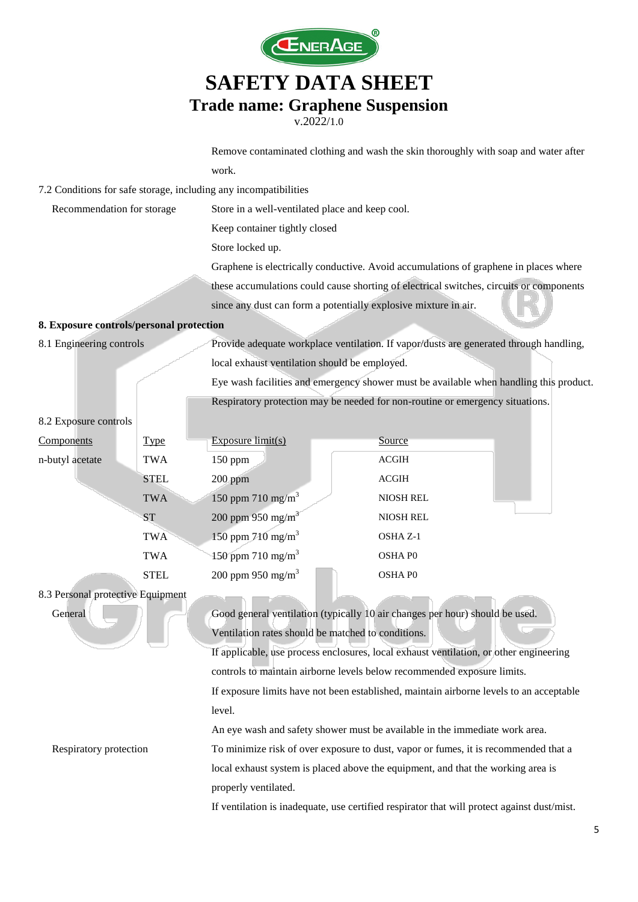Remove contaminated clothing and wash the skin thoroughly with soap and water after work.

7.2 Conditions for safe storage, including any incompatibilities

| | |
|---|---|
| Recommendation for storage | Store in a well-ventilated place and keep cool.<br>Keep container tightly closed<br>Store locked up.<br>Graphene is electrically conductive. Avoid accumulations of graphene in places where these accumulations could cause shorting of electrical switches, circuits or components since any dust can form a potentially explosive mixture in air. |

## 8. Exposure controls/personal protection

| | |
|---|---|
| 8.1 Engineering controls | Provide adequate workplace ventilation. If vapor/dusts are generated through handling, local exhaust ventilation should be employed.<br>Eye wash facilities and emergency shower must be available when handling this product.<br>Respiratory protection may be needed for non-routine or emergency situations. |

8.2 Exposure controls

| Components | Type | Exposure limit(s) | Source |
|---|---|---|---|
| n-butyl acetate | TWA | 150 ppm | ACGIH |
| | STEL | 200 ppm | ACGIH |
| | TWA | 150 ppm 710 mg/m$^3$ | NIOSH REL |
| | ST | 200 ppm 950 mg/m$^3$ | NIOSH REL |
| | TWA | 150 ppm 710 mg/m$^3$ | OSHA Z-1 |
| | TWA | 150 ppm 710 mg/m$^3$ | OSHA P0 |
| | STEL | 200 ppm 950 mg/m$^3$ | OSHA P0 |

8.3 Personal protective Equipment

| | |
|---|---|
| General | Good general ventilation (typically 10 air changes per hour) should be used. Ventilation rates should be matched to conditions.<br>If applicable, use process enclosures, local exhaust ventilation, or other engineering controls to maintain airborne levels below recommended exposure limits.<br>If exposure limits have not been established, maintain airborne levels to an acceptable level.<br>An eye wash and safety shower must be available in the immediate work area. |
| Respiratory protection | To minimize risk of over exposure to dust, vapor or fumes, it is recommended that a local exhaust system is placed above the equipment, and that the working area is properly ventilated.<br>If ventilation is inadequate, use certified respirator that will protect against dust/mist. |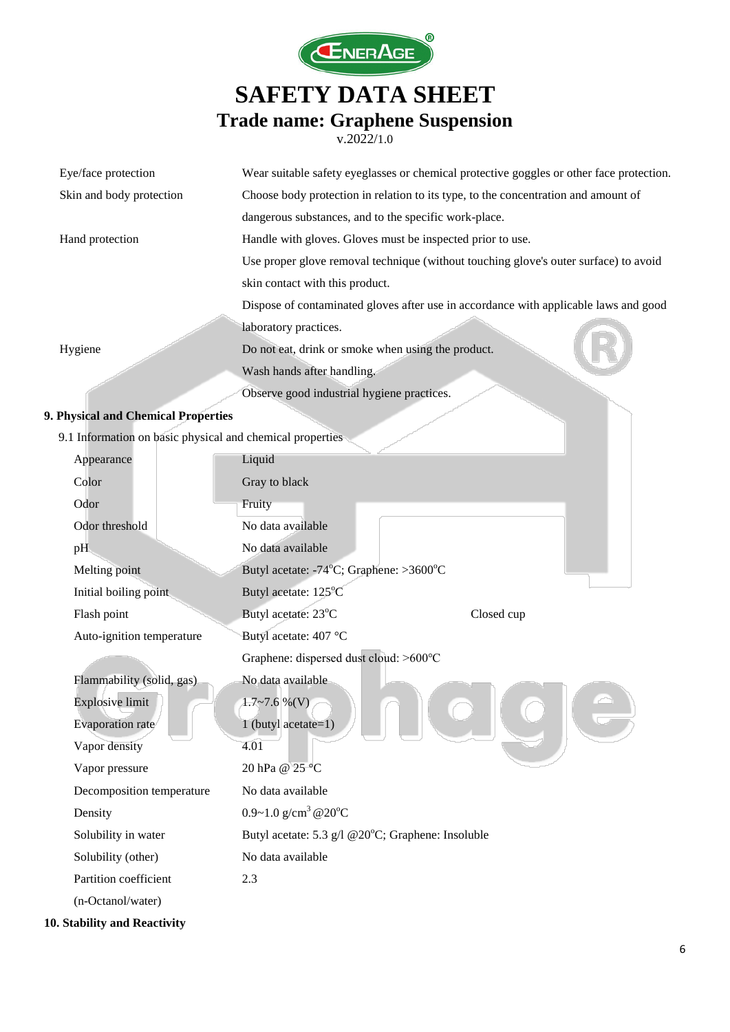| | |
|---|---|
| Eye/face protection | Wear suitable safety eyeglasses or chemical protective goggles or other face protection. |
| Skin and body protection | Choose body protection in relation to its type, to the concentration and amount of dangerous substances, and to the specific work-place. |
| Hand protection | Handle with gloves. Gloves must be inspected prior to use.<br>Use proper glove removal technique (without touching glove's outer surface) to avoid skin contact with this product.<br>Dispose of contaminated gloves after use in accordance with applicable laws and good laboratory practices. |
| Hygiene | Do not eat, drink or smoke when using the product.<br>Wash hands after handling.<br>Observe good industrial hygiene practices. |

## 9. Physical and Chemical Properties

9.1 Information on basic physical and chemical properties

| | | |
|---|---|---|
| Appearance | Liquid | |
| Color | Gray to black | |
| Odor | Fruity | |
| Odor threshold | No data available | |
| pH | No data available | |
| Melting point | Butyl acetate: -74°C; Graphene: >3600°C | |
| Initial boiling point | Butyl acetate: 125°C | |
| Flash point | Butyl acetate: 23°C | Closed cup |
| Auto-ignition temperature | Butyl acetate: 407 °C<br>Graphene: dispersed dust cloud: >600°C | |
| Flammability (solid, gas) | No data available | |
| Explosive limit | 1.7~7.6 %(V) | |
| Evaporation rate | 1 (butyl acetate=1) | |
| Vapor density | 4.01 | |
| Vapor pressure | 20 hPa @ 25 °C | |
| Decomposition temperature | No data available | |
| Density | 0.9~1.0 $g/cm^3$ @20°C | |
| Solubility in water | Butyl acetate: 5.3 g/l @20°C; Graphene: Insoluble | |
| Solubility (other) | No data available | |
| Partition coefficient (n-Octanol/water) | 2.3 | |

## 10. Stability and Reactivity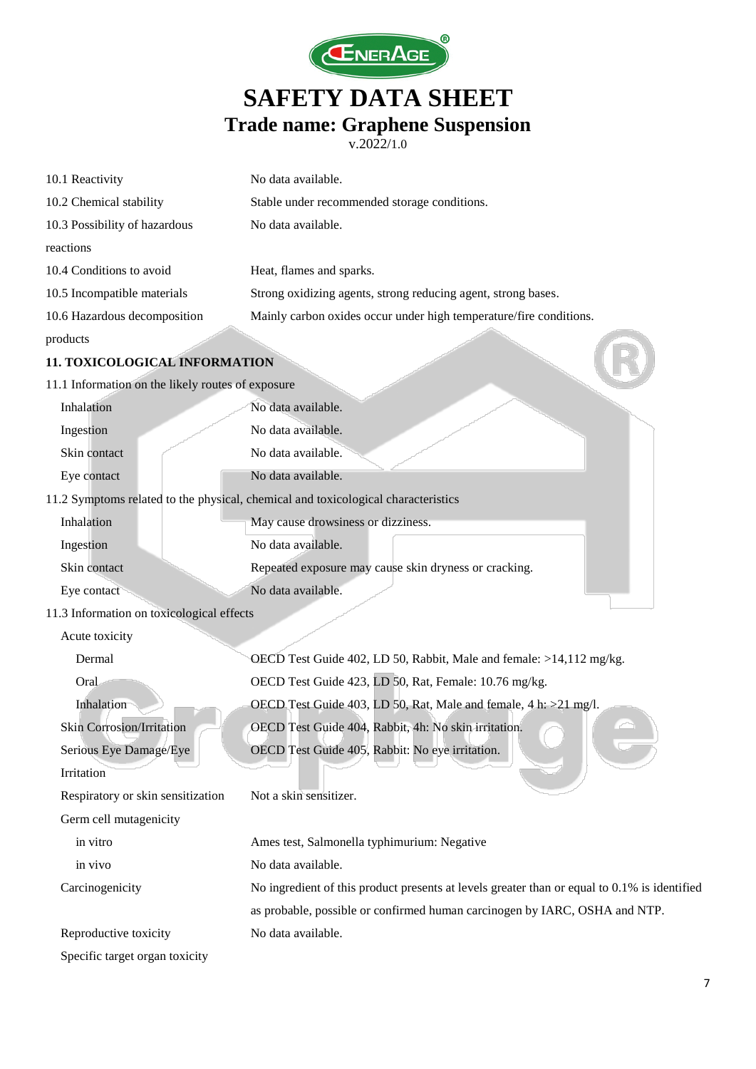| | |
|---|---|
| 10.1 Reactivity | No data available. |
| 10.2 Chemical stability | Stable under recommended storage conditions. |
| 10.3 Possibility of hazardous reactions | No data available. |
| 10.4 Conditions to avoid | Heat, flames and sparks. |
| 10.5 Incompatible materials | Strong oxidizing agents, strong reducing agent, strong bases. |
| 10.6 Hazardous decomposition products | Mainly carbon oxides occur under high temperature/fire conditions. |

## 11. TOXICOLOGICAL INFORMATION

11.1 Information on the likely routes of exposure

| | |
|---|---|
| Inhalation | No data available. |
| Ingestion | No data available. |
| Skin contact | No data available. |
| Eye contact | No data available. |

11.2 Symptoms related to the physical, chemical and toxicological characteristics

| | |
|---|---|
| Inhalation | May cause drowsiness or dizziness. |
| Ingestion | No data available. |
| Skin contact | Repeated exposure may cause skin dryness or cracking. |
| Eye contact | No data available. |

11.3 Information on toxicological effects

| | |
|---|---|
| Acute toxicity | |
| Dermal | OECD Test Guide 402, LD 50, Rabbit, Male and female: >14,112 mg/kg. |
| Oral | OECD Test Guide 423, LD 50, Rat, Female: 10.76 mg/kg. |
| Inhalation | OECD Test Guide 403, LD 50, Rat, Male and female, 4 h: >21 mg/l. |
| Skin Corrosion/Irritation | OECD Test Guide 404, Rabbit, 4h: No skin irritation. |
| Serious Eye Damage/Eye Irritation | OECD Test Guide 405, Rabbit: No eye irritation. |
| Respiratory or skin sensitization | Not a skin sensitizer. |
| Germ cell mutagenicity | |
| in vitro | Ames test, Salmonella typhimurium: Negative |
| in vivo | No data available. |
| Carcinogenicity | No ingredient of this product presents at levels greater than or equal to 0.1% is identified as probable, possible or confirmed human carcinogen by IARC, OSHA and NTP. |
| Reproductive toxicity | No data available. |
| Specific target organ toxicity | |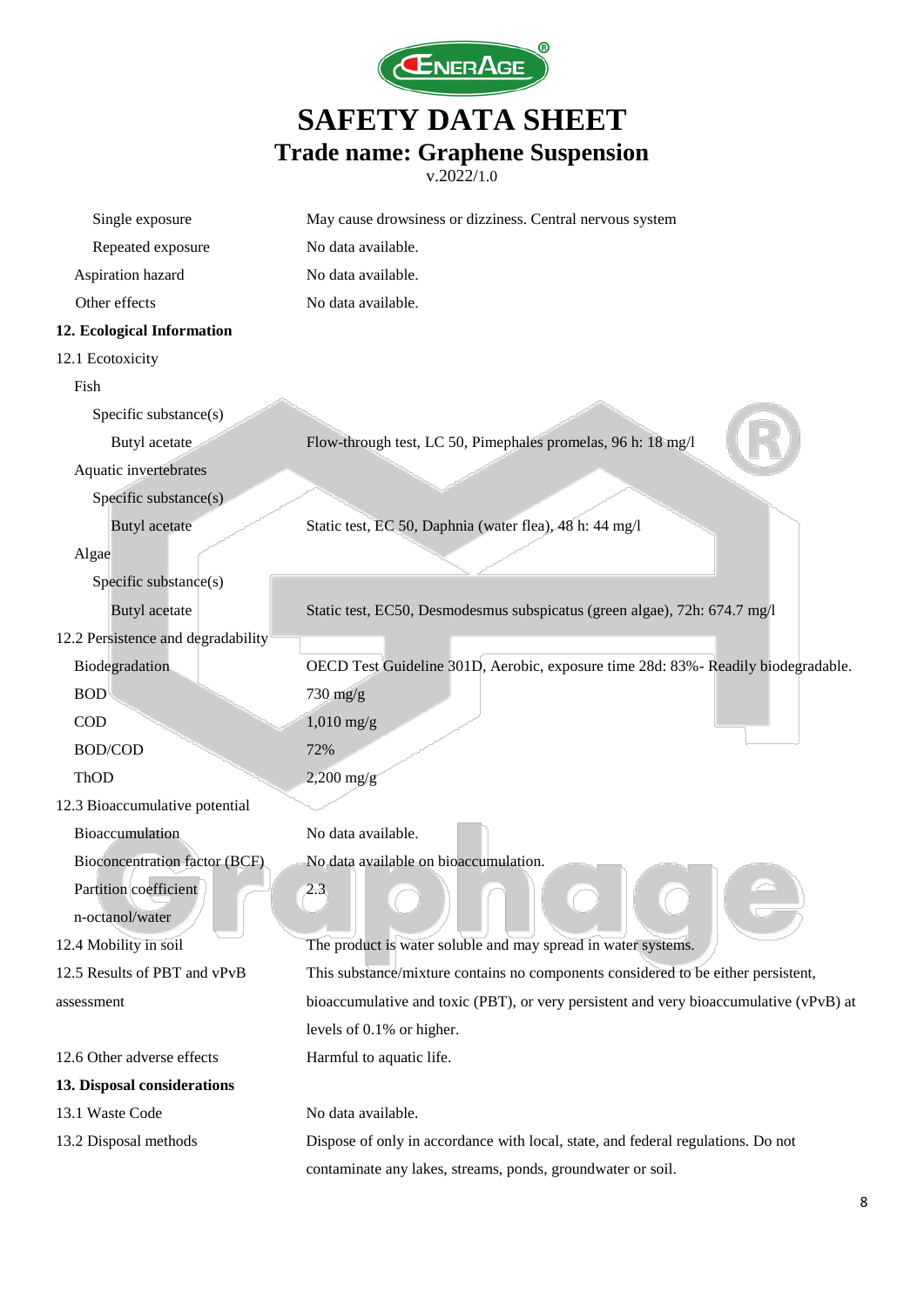| | |
|---|---|
| Single exposure | May cause drowsiness or dizziness. Central nervous system |
| Repeated exposure | No data available. |
| Aspiration hazard | No data available. |
| Other effects | No data available. |

## 12. Ecological Information

12.1 Ecotoxicity

| | |
|---|---|
| **Fish** | |
| Specific substance(s) | |
| Butyl acetate | Flow-through test, LC 50, Pimephales promelas, 96 h: 18 mg/l |
| **Aquatic invertebrates** | |
| Specific substance(s) | |
| Butyl acetate | Static test, EC 50, Daphnia (water flea), 48 h: 44 mg/l |
| **Algae** | |
| Specific substance(s) | |
| Butyl acetate | Static test, EC50, Desmodesmus subspicatus (green algae), 72h: 674.7 mg/l |

12.2 Persistence and degradability

| | |
|---|---|
| Biodegradation | OECD Test Guideline 301D, Aerobic, exposure time 28d: 83%- Readily biodegradable. |
| BOD | 730 mg/g |
| COD | 1,010 mg/g |
| BOD/COD | 72% |
| ThOD | 2,200 mg/g |

12.3 Bioaccumulative potential

| | |
|---|---|
| Bioaccumulation | No data available. |
| Bioconcentration factor (BCF) | No data available on bioaccumulation. |
| Partition coefficient n-octanol/water | 2.3 |

| | |
|---|---|
| 12.4 Mobility in soil | The product is water soluble and may spread in water systems. |
| 12.5 Results of PBT and vPvB assessment | This substance/mixture contains no components considered to be either persistent, bioaccumulative and toxic (PBT), or very persistent and very bioaccumulative (vPvB) at levels of 0.1% or higher. |
| 12.6 Other adverse effects | Harmful to aquatic life. |

## 13. Disposal considerations

| | |
|---|---|
| 13.1 Waste Code | No data available. |
| 13.2 Disposal methods | Dispose of only in accordance with local, state, and federal regulations. Do not contaminate any lakes, streams, ponds, groundwater or soil. |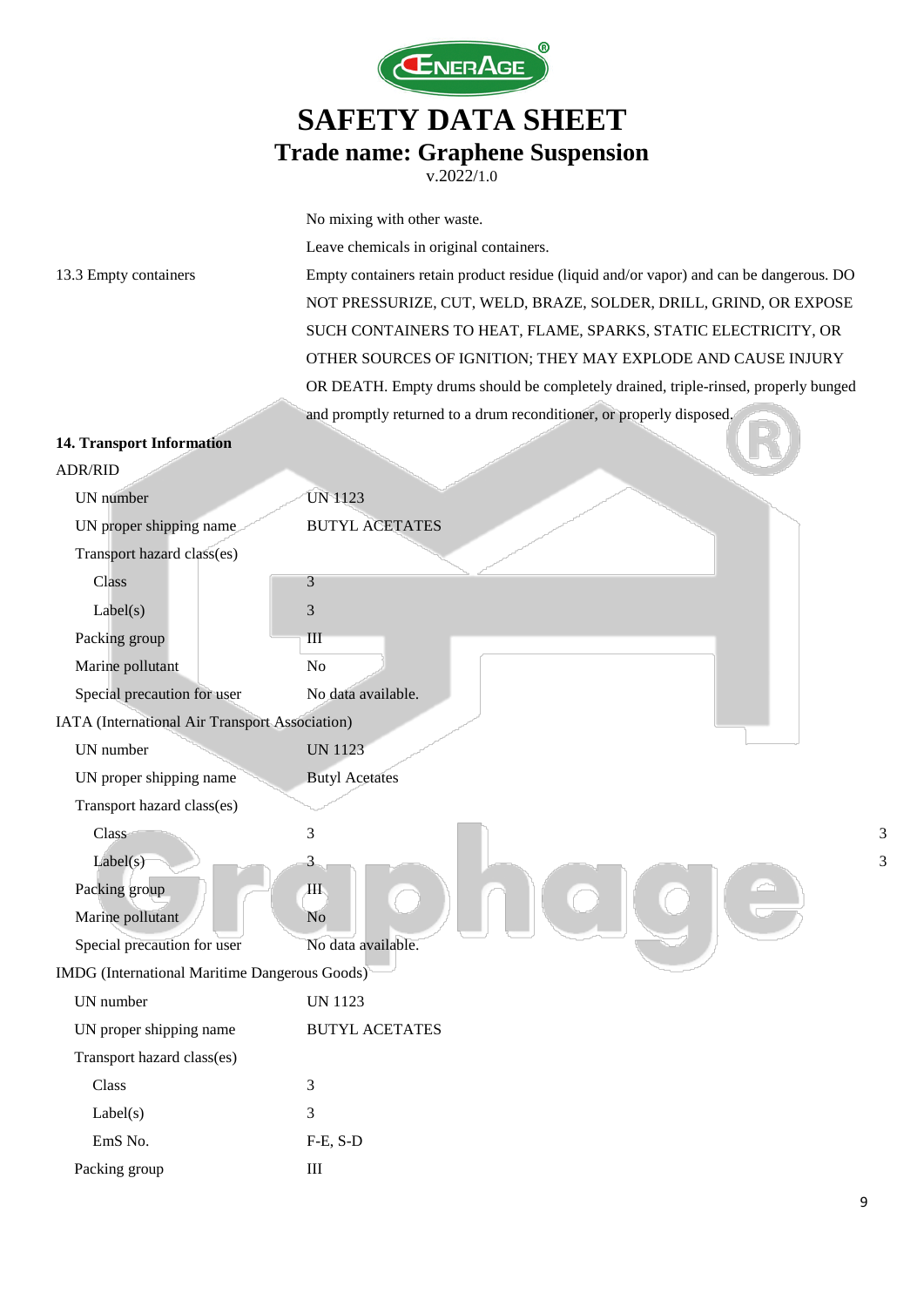No mixing with other waste.

Leave chemicals in original containers.

| | |
|---|---|
| 13.3 Empty containers | Empty containers retain product residue (liquid and/or vapor) and can be dangerous. DO NOT PRESSURIZE, CUT, WELD, BRAZE, SOLDER, DRILL, GRIND, OR EXPOSE SUCH CONTAINERS TO HEAT, FLAME, SPARKS, STATIC ELECTRICITY, OR OTHER SOURCES OF IGNITION; THEY MAY EXPLODE AND CAUSE INJURY OR DEATH. Empty drums should be completely drained, triple-rinsed, properly bunged and promptly returned to a drum reconditioner, or properly disposed. |

## 14. Transport Information

**ADR/RID**

| | |
|---|---|
| UN number | UN 1123 |
| UN proper shipping name | BUTYL ACETATES |
| Transport hazard class(es) | |
| Class | 3 |
| Label(s) | 3 |
| Packing group | III |
| Marine pollutant | No |
| Special precaution for user | No data available. |

**IATA (International Air Transport Association)**

| | |
|---|---|
| UN number | UN 1123 |
| UN proper shipping name | Butyl Acetates |
| Transport hazard class(es) | |
| Class | 3 |
| Label(s) | 3 |
| Packing group | III |
| Marine pollutant | No |
| Special precaution for user | No data available. |

**IMDG (International Maritime Dangerous Goods)**

| | |
|---|---|
| UN number | UN 1123 |
| UN proper shipping name | BUTYL ACETATES |
| Transport hazard class(es) | |
| Class | 3 |
| Label(s) | 3 |
| EmS No. | F-E, S-D |
| Packing group | III |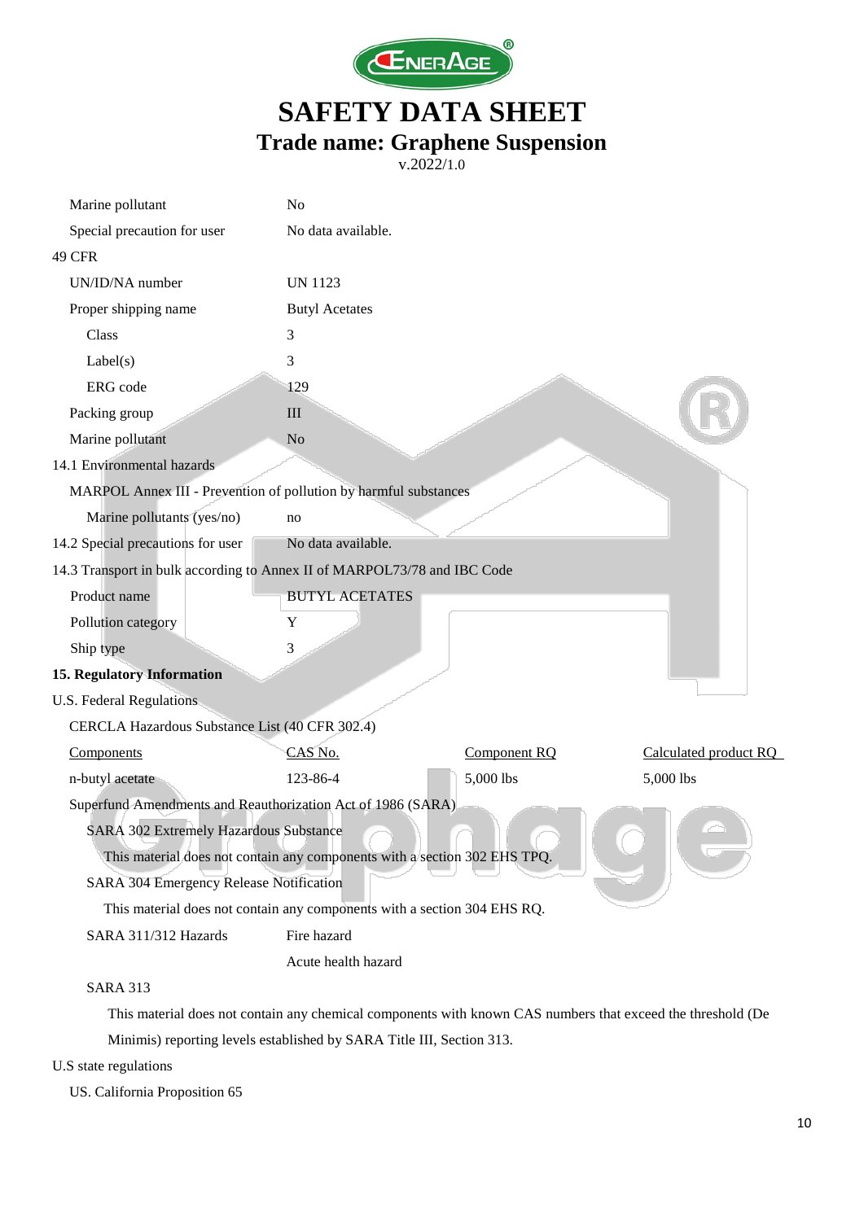| | |
|---|---|
| Marine pollutant | No |
| Special precaution for user | No data available. |

49 CFR

| | |
|---|---|
| UN/ID/NA number | UN 1123 |
| Proper shipping name | Butyl Acetates |
| Class | 3 |
| Label(s) | 3 |
| ERG code | 129 |
| Packing group | III |
| Marine pollutant | No |

14.1 Environmental hazards

MARPOL Annex III - Prevention of pollution by harmful substances

| | |
|---|---|
| Marine pollutants (yes/no) | no |

| | |
|---|---|
| 14.2 Special precautions for user | No data available. |

14.3 Transport in bulk according to Annex II of MARPOL73/78 and IBC Code

| | |
|---|---|
| Product name | BUTYL ACETATES |
| Pollution category | Y |
| Ship type | 3 |

**15. Regulatory Information**

U.S. Federal Regulations

CERCLA Hazardous Substance List (40 CFR 302.4)

| Components | CAS No. | Component RQ | Calculated product RQ |
|---|---|---|---|
| n-butyl acetate | 123-86-4 | 5,000 lbs | 5,000 lbs |

Superfund Amendments and Reauthorization Act of 1986 (SARA)

SARA 302 Extremely Hazardous Substance

This material does not contain any components with a section 302 EHS TPQ.

SARA 304 Emergency Release Notification

This material does not contain any components with a section 304 EHS RQ.

| | |
|---|---|
| SARA 311/312 Hazards | Fire hazard |
| | Acute health hazard |

SARA 313

This material does not contain any chemical components with known CAS numbers that exceed the threshold (De Minimis) reporting levels established by SARA Title III, Section 313.

U.S state regulations

US. California Proposition 65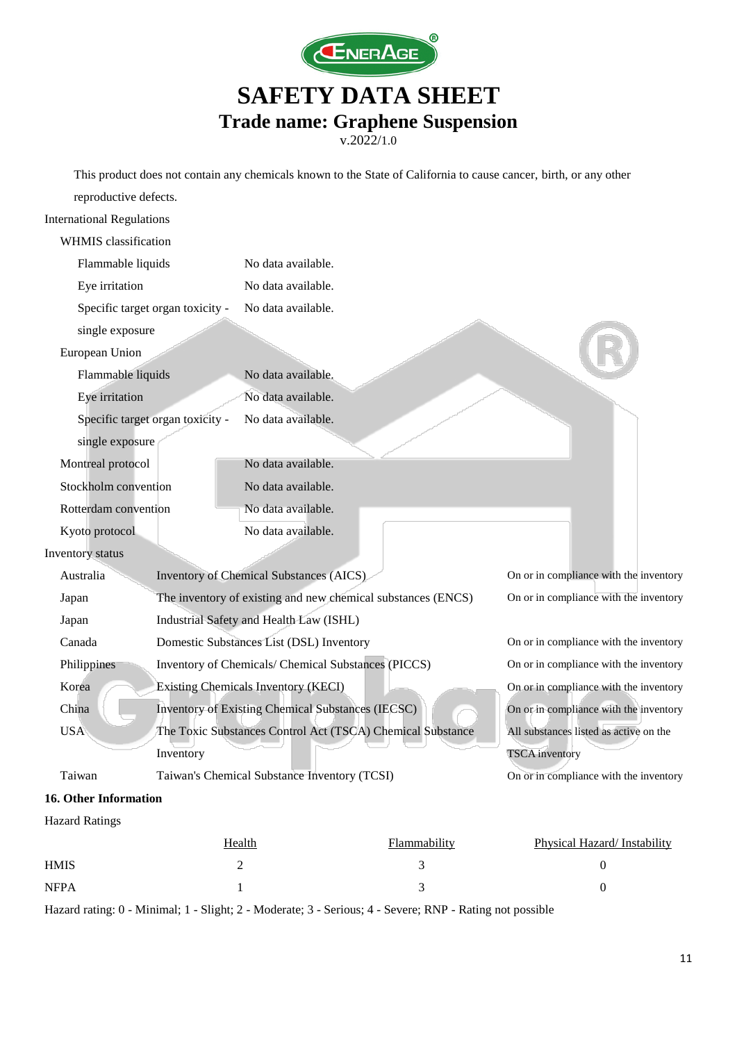This product does not contain any chemicals known to the State of California to cause cancer, birth, or any other reproductive defects.

International Regulations

WHMIS classification

| | |
|---|---|
| Flammable liquids | No data available. |
| Eye irritation | No data available. |
| Specific target organ toxicity - single exposure | No data available. |

European Union

| | |
|---|---|
| Flammable liquids | No data available. |
| Eye irritation | No data available. |
| Specific target organ toxicity - single exposure | No data available. |

| | |
|---|---|
| Montreal protocol | No data available. |
| Stockholm convention | No data available. |
| Rotterdam convention | No data available. |
| Kyoto protocol | No data available. |

Inventory status

| | | |
|---|---|---|
| Australia | Inventory of Chemical Substances (AICS) | On or in compliance with the inventory |
| Japan | The inventory of existing and new chemical substances (ENCS) | On or in compliance with the inventory |
| Japan | Industrial Safety and Health Law (ISHL) | |
| Canada | Domestic Substances List (DSL) Inventory | On or in compliance with the inventory |
| Philippines | Inventory of Chemicals/ Chemical Substances (PICCS) | On or in compliance with the inventory |
| Korea | Existing Chemicals Inventory (KECI) | On or in compliance with the inventory |
| China | Inventory of Existing Chemical Substances (IECSC) | On or in compliance with the inventory |
| USA | The Toxic Substances Control Act (TSCA) Chemical Substance Inventory | All substances listed as active on the TSCA inventory |
| Taiwan | Taiwan's Chemical Substance Inventory (TCSI) | On or in compliance with the inventory |

## 16. Other Information

Hazard Ratings

| | Health | Flammability | Physical Hazard/ Instability |
|---|---|---|---|
| HMIS | 2 | 3 | 0 |
| NFPA | 1 | 3 | 0 |

Hazard rating: 0 - Minimal; 1 - Slight; 2 - Moderate; 3 - Serious; 4 - Severe; RNP - Rating not possible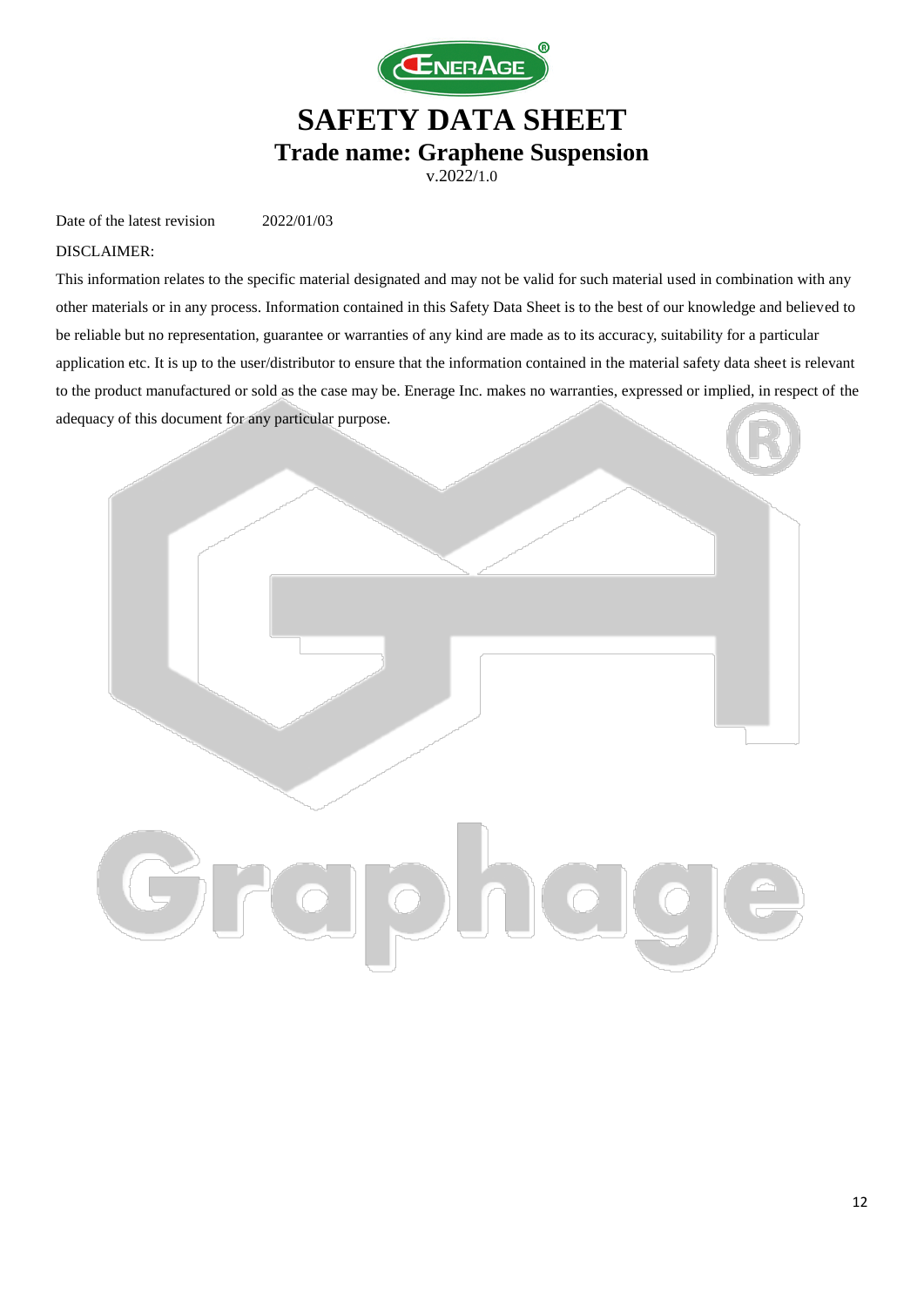# SAFETY DATA SHEET

## Trade name: Graphene Suspension

v.2022/1.0

Date of the latest revision 2022/01/03

DISCLAIMER:

This information relates to the specific material designated and may not be valid for such material used in combination with any other materials or in any process. Information contained in this Safety Data Sheet is to the best of our knowledge and believed to be reliable but no representation, guarantee or warranties of any kind are made as to its accuracy, suitability for a particular application etc. It is up to the user/distributor to ensure that the information contained in the material safety data sheet is relevant to the product manufactured or sold as the case may be. Enerage Inc. makes no warranties, expressed or implied, in respect of the adequacy of this document for any particular purpose.